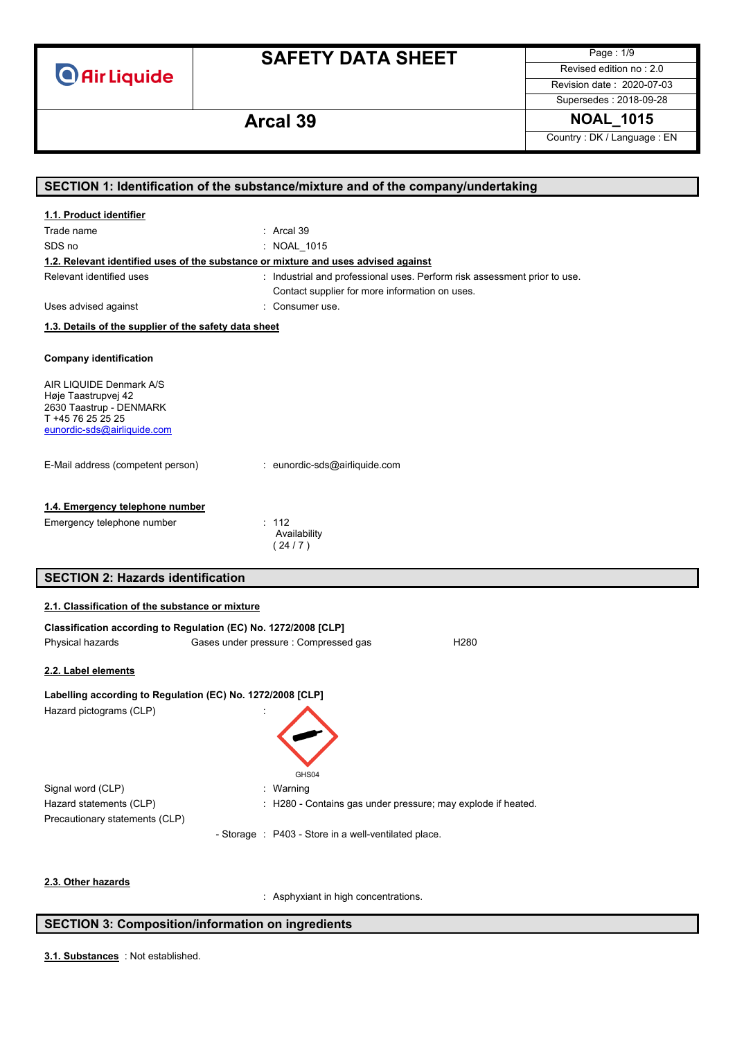# SAFETY DATA SHEET

**Air Liquide**

Revised edition no : 2.0
Revision date : 2020-07-03
Supersedes : 2018-09-28

## Arcal 39

**NOAL_1015**

Country : DK / Language : EN

## SECTION 1: Identification of the substance/mixture and of the company/undertaking

### 1.1. Product identifier

| | |
|---|---|
| Trade name | : Arcal 39 |
| SDS no | : NOAL_1015 |

### 1.2. Relevant identified uses of the substance or mixture and uses advised against

| | |
|---|---|
| Relevant identified uses | : Industrial and professional uses. Perform risk assessment prior to use. Contact supplier for more information on uses. |
| Uses advised against | : Consumer use. |

### 1.3. Details of the supplier of the safety data sheet

**Company identification**

AIR LIQUIDE Denmark A/S
Høje Taastrupvej 42
2630 Taastrup - DENMARK
T +45 76 25 25 25
eunordic-sds@airliquide.com

| | |
|---|---|
| E-Mail address (competent person) | : eunordic-sds@airliquide.com |

### 1.4. Emergency telephone number

| | |
|---|---|
| Emergency telephone number | : 112 Availability ( 24 / 7 ) |

## SECTION 2: Hazards identification

### 2.1. Classification of the substance or mixture

**Classification according to Regulation (EC) No. 1272/2008 [CLP]**

| | | |
|---|---|---|
| Physical hazards | Gases under pressure : Compressed gas | H280 |

### 2.2. Label elements

**Labelling according to Regulation (EC) No. 1272/2008 [CLP]**

Hazard pictograms (CLP) :

GHS04

| | |
|---|---|
| Signal word (CLP) | : Warning |
| Hazard statements (CLP) | : H280 - Contains gas under pressure; may explode if heated. |
| Precautionary statements (CLP) | |
| - Storage | : P403 - Store in a well-ventilated place. |

### 2.3. Other hazards

: Asphyxiant in high concentrations.

## SECTION 3: Composition/information on ingredients

**3.1. Substances** : Not established.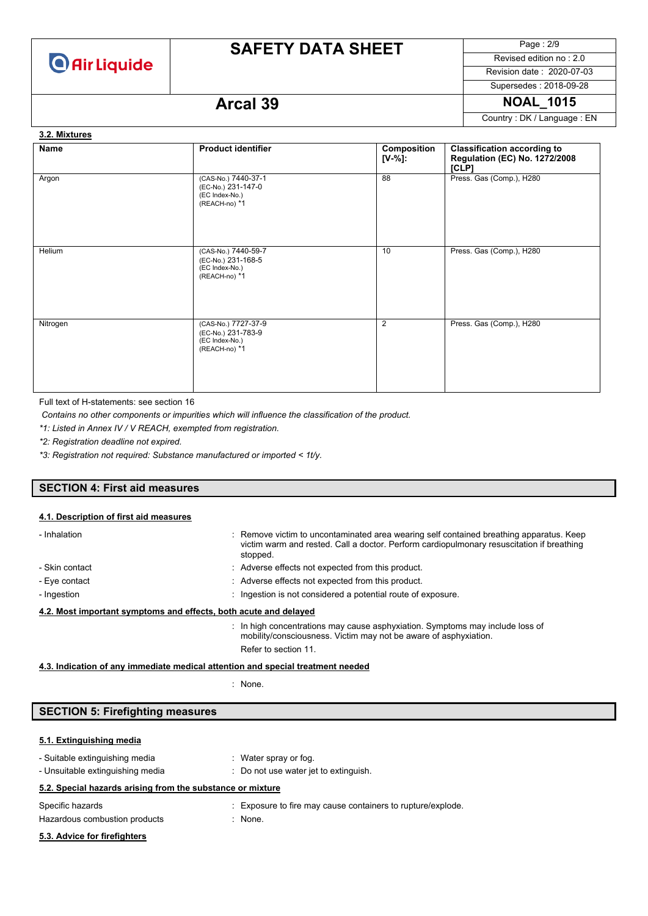### 3.2. Mixtures

| Name | Product identifier | Composition [V-%]: | Classification according to Regulation (EC) No. 1272/2008 [CLP] |
|---|---|---|---|
| Argon | (CAS-No.) 7440-37-1<br>(EC-No.) 231-147-0<br>(EC Index-No.)<br>(REACH-no) *1 | 88 | Press. Gas (Comp.), H280 |
| Helium | (CAS-No.) 7440-59-7<br>(EC-No.) 231-168-5<br>(EC Index-No.)<br>(REACH-no) *1 | 10 | Press. Gas (Comp.), H280 |
| Nitrogen | (CAS-No.) 7727-37-9<br>(EC-No.) 231-783-9<br>(EC Index-No.)<br>(REACH-no) *1 | 2 | Press. Gas (Comp.), H280 |

Full text of H-statements: see section 16

*Contains no other components or impurities which will influence the classification of the product.*

*\*1: Listed in Annex IV / V REACH, exempted from registration.*

*\*2: Registration deadline not expired.*

*\*3: Registration not required: Substance manufactured or imported < 1t/y.*

## SECTION 4: First aid measures

### 4.1. Description of first aid measures

- Inhalation : Remove victim to uncontaminated area wearing self contained breathing apparatus. Keep victim warm and rested. Call a doctor. Perform cardiopulmonary resuscitation if breathing stopped.
- Skin contact : Adverse effects not expected from this product.
- Eye contact : Adverse effects not expected from this product.
- Ingestion : Ingestion is not considered a potential route of exposure.

### 4.2. Most important symptoms and effects, both acute and delayed

: In high concentrations may cause asphyxiation. Symptoms may include loss of mobility/consciousness. Victim may not be aware of asphyxiation.

Refer to section 11.

### 4.3. Indication of any immediate medical attention and special treatment needed

: None.

## SECTION 5: Firefighting measures

### 5.1. Extinguishing media

- Suitable extinguishing media : Water spray or fog.
- Unsuitable extinguishing media : Do not use water jet to extinguish.

### 5.2. Special hazards arising from the substance or mixture

Specific hazards : Exposure to fire may cause containers to rupture/explode.

Hazardous combustion products : None.

### 5.3. Advice for firefighters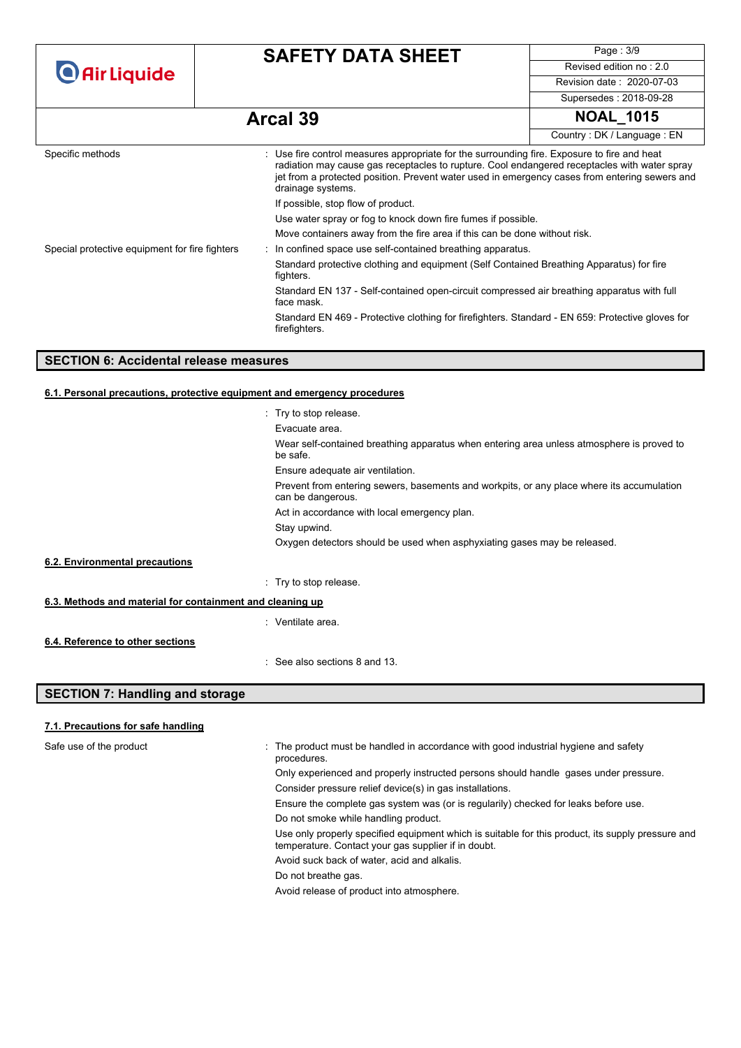| | |
|---|---|
| Specific methods | : Use fire control measures appropriate for the surrounding fire. Exposure to fire and heat radiation may cause gas receptacles to rupture. Cool endangered receptacles with water spray jet from a protected position. Prevent water used in emergency cases from entering sewers and drainage systems.<br>If possible, stop flow of product.<br>Use water spray or fog to knock down fire fumes if possible.<br>Move containers away from the fire area if this can be done without risk. |
| Special protective equipment for fire fighters | : In confined space use self-contained breathing apparatus.<br>Standard protective clothing and equipment (Self Contained Breathing Apparatus) for fire fighters.<br>Standard EN 137 - Self-contained open-circuit compressed air breathing apparatus with full face mask.<br>Standard EN 469 - Protective clothing for firefighters. Standard - EN 659: Protective gloves for firefighters. |

## SECTION 6: Accidental release measures

### 6.1. Personal precautions, protective equipment and emergency procedures

: Try to stop release.

Evacuate area.

Wear self-contained breathing apparatus when entering area unless atmosphere is proved to be safe.

Ensure adequate air ventilation.

Prevent from entering sewers, basements and workpits, or any place where its accumulation can be dangerous.

Act in accordance with local emergency plan.

Stay upwind.

Oxygen detectors should be used when asphyxiating gases may be released.

### 6.2. Environmental precautions

: Try to stop release.

### 6.3. Methods and material for containment and cleaning up

: Ventilate area.

### 6.4. Reference to other sections

: See also sections 8 and 13.

## SECTION 7: Handling and storage

### 7.1. Precautions for safe handling

| | |
|---|---|
| Safe use of the product | : The product must be handled in accordance with good industrial hygiene and safety procedures.<br>Only experienced and properly instructed persons should handle gases under pressure.<br>Consider pressure relief device(s) in gas installations.<br>Ensure the complete gas system was (or is regularily) checked for leaks before use.<br>Do not smoke while handling product.<br>Use only properly specified equipment which is suitable for this product, its supply pressure and temperature. Contact your gas supplier if in doubt.<br>Avoid suck back of water, acid and alkalis.<br>Do not breathe gas.<br>Avoid release of product into atmosphere. |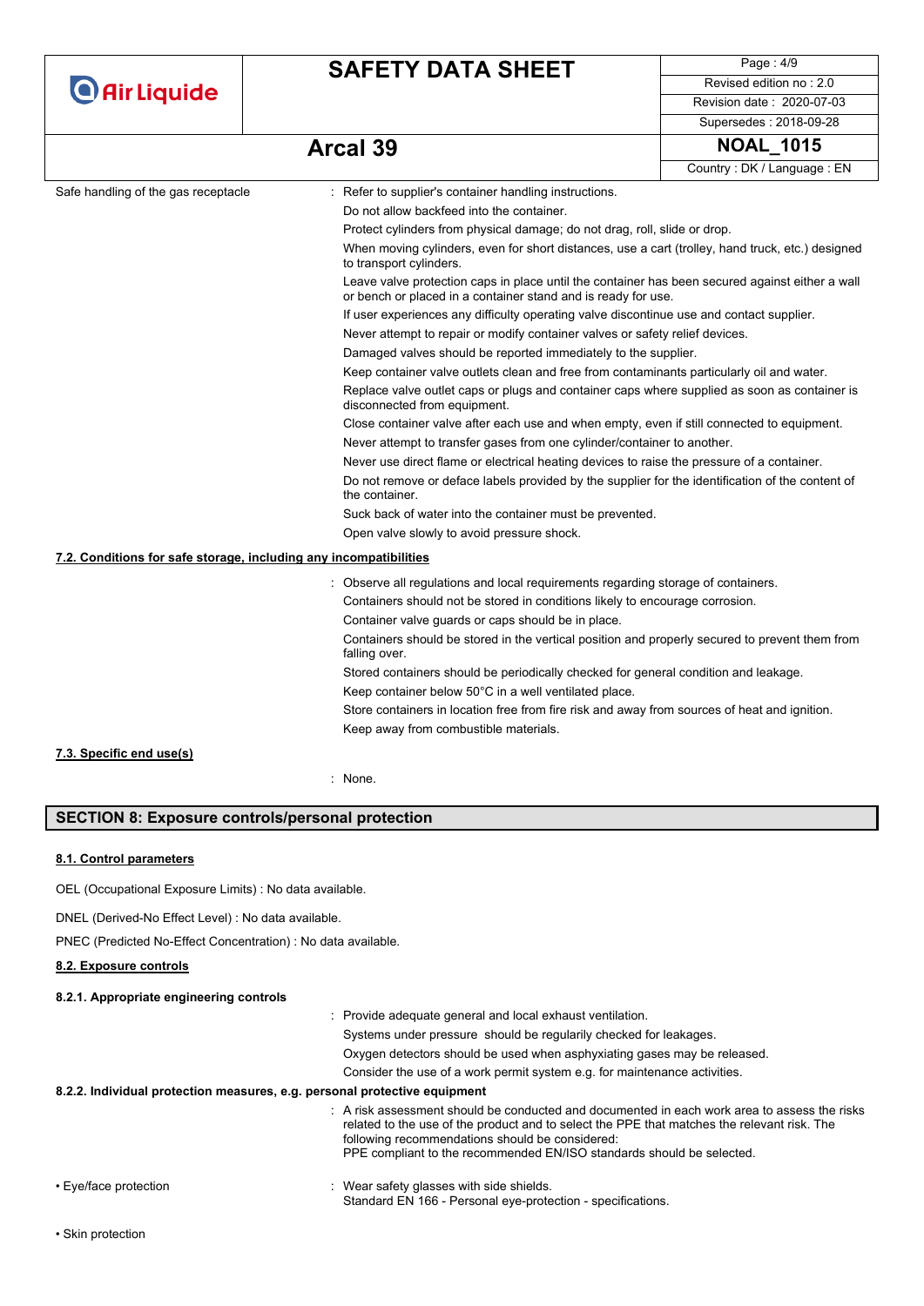Safe handling of the gas receptacle : Refer to supplier's container handling instructions.

Do not allow backfeed into the container.

Protect cylinders from physical damage; do not drag, roll, slide or drop.

When moving cylinders, even for short distances, use a cart (trolley, hand truck, etc.) designed to transport cylinders.

Leave valve protection caps in place until the container has been secured against either a wall or bench or placed in a container stand and is ready for use.

If user experiences any difficulty operating valve discontinue use and contact supplier.

Never attempt to repair or modify container valves or safety relief devices.

Damaged valves should be reported immediately to the supplier.

Keep container valve outlets clean and free from contaminants particularly oil and water.

Replace valve outlet caps or plugs and container caps where supplied as soon as container is disconnected from equipment.

Close container valve after each use and when empty, even if still connected to equipment.

Never attempt to transfer gases from one cylinder/container to another.

Never use direct flame or electrical heating devices to raise the pressure of a container.

Do not remove or deface labels provided by the supplier for the identification of the content of the container.

Suck back of water into the container must be prevented.

Open valve slowly to avoid pressure shock.

### 7.2. Conditions for safe storage, including any incompatibilities

: Observe all regulations and local requirements regarding storage of containers.

Containers should not be stored in conditions likely to encourage corrosion.

Container valve guards or caps should be in place.

Containers should be stored in the vertical position and properly secured to prevent them from falling over.

Stored containers should be periodically checked for general condition and leakage.

Keep container below 50°C in a well ventilated place.

Store containers in location free from fire risk and away from sources of heat and ignition.

Keep away from combustible materials.

### 7.3. Specific end use(s)

: None.

## SECTION 8: Exposure controls/personal protection

### 8.1. Control parameters

OEL (Occupational Exposure Limits) : No data available.

DNEL (Derived-No Effect Level) : No data available.

PNEC (Predicted No-Effect Concentration) : No data available.

### 8.2. Exposure controls

#### 8.2.1. Appropriate engineering controls

: Provide adequate general and local exhaust ventilation.

Systems under pressure should be regularly checked for leakages.

Oxygen detectors should be used when asphyxiating gases may be released.

Consider the use of a work permit system e.g. for maintenance activities.

#### 8.2.2. Individual protection measures, e.g. personal protective equipment

: A risk assessment should be conducted and documented in each work area to assess the risks related to the use of the product and to select the PPE that matches the relevant risk. The following recommendations should be considered:
PPE compliant to the recommended EN/ISO standards should be selected.

• Eye/face protection : Wear safety glasses with side shields.
Standard EN 166 - Personal eye-protection - specifications.

• Skin protection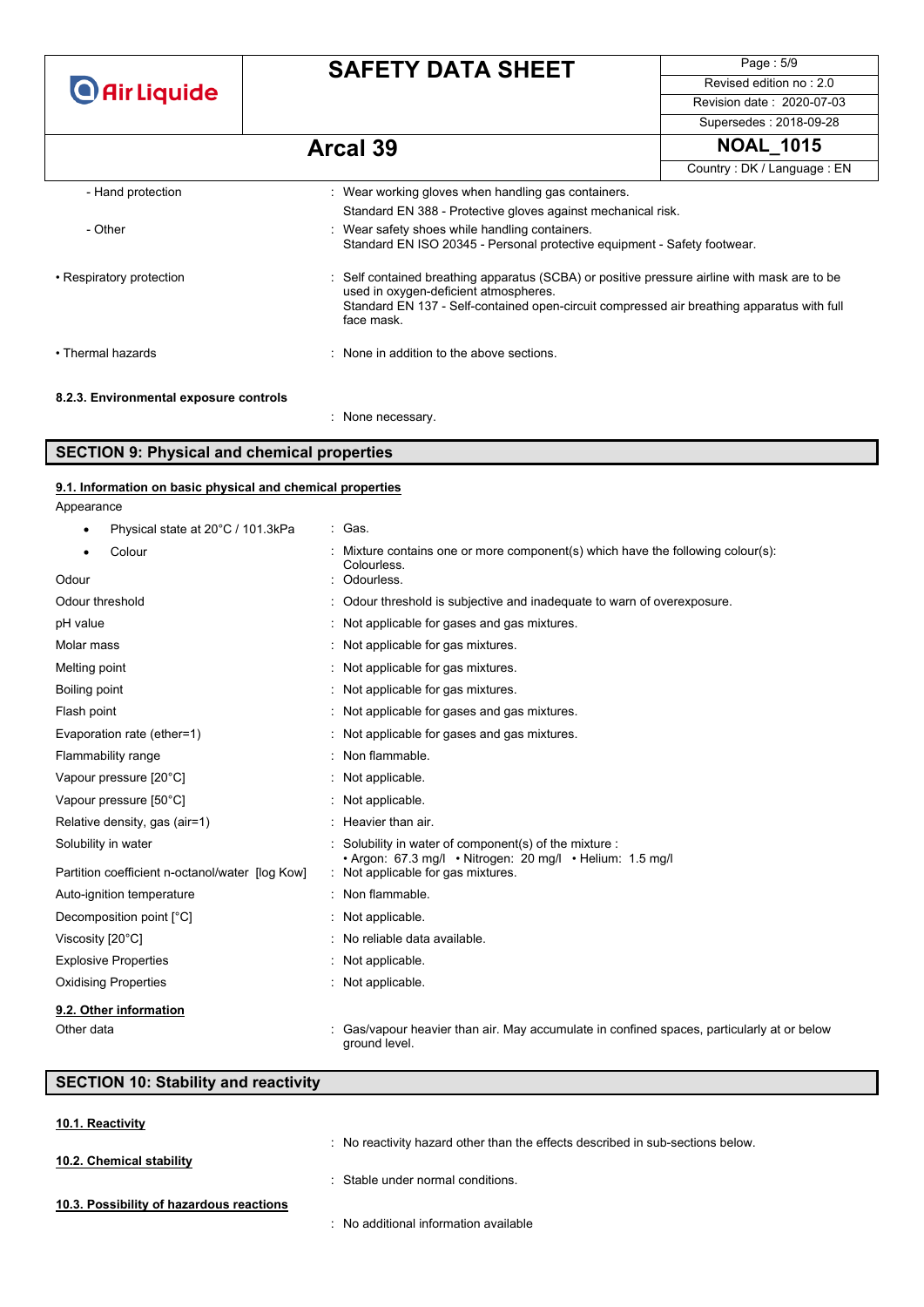| | |
|---|---|
| - Hand protection | : Wear working gloves when handling gas containers. |
| | Standard EN 388 - Protective gloves against mechanical risk. |
| - Other | : Wear safety shoes while handling containers. Standard EN ISO 20345 - Personal protective equipment - Safety footwear. |
| • Respiratory protection | : Self contained breathing apparatus (SCBA) or positive pressure airline with mask are to be used in oxygen-deficient atmospheres. Standard EN 137 - Self-contained open-circuit compressed air breathing apparatus with full face mask. |
| • Thermal hazards | : None in addition to the above sections. |

**8.2.3. Environmental exposure controls**

: None necessary.

## SECTION 9: Physical and chemical properties

### 9.1. Information on basic physical and chemical properties

Appearance

| | |
|---|---|
| • Physical state at 20°C / 101.3kPa | : Gas. |
| • Colour | : Mixture contains one or more component(s) which have the following colour(s): Colourless. |
| Odour | : Odourless. |
| Odour threshold | : Odour threshold is subjective and inadequate to warn of overexposure. |
| pH value | : Not applicable for gases and gas mixtures. |
| Molar mass | : Not applicable for gas mixtures. |
| Melting point | : Not applicable for gas mixtures. |
| Boiling point | : Not applicable for gas mixtures. |
| Flash point | : Not applicable for gases and gas mixtures. |
| Evaporation rate (ether=1) | : Not applicable for gases and gas mixtures. |
| Flammability range | : Non flammable. |
| Vapour pressure [20°C] | : Not applicable. |
| Vapour pressure [50°C] | : Not applicable. |
| Relative density, gas (air=1) | : Heavier than air. |
| Solubility in water | : Solubility in water of component(s) of the mixture : • Argon: 67.3 mg/l • Nitrogen: 20 mg/l • Helium: 1.5 mg/l |
| Partition coefficient n-octanol/water [log Kow] | : Not applicable for gas mixtures. |
| Auto-ignition temperature | : Non flammable. |
| Decomposition point [°C] | : Not applicable. |
| Viscosity [20°C] | : No reliable data available. |
| Explosive Properties | : Not applicable. |
| Oxidising Properties | : Not applicable. |

### 9.2. Other information

| | |
|---|---|
| Other data | : Gas/vapour heavier than air. May accumulate in confined spaces, particularly at or below ground level. |

## SECTION 10: Stability and reactivity

### 10.1. Reactivity

: No reactivity hazard other than the effects described in sub-sections below.

### 10.2. Chemical stability

: Stable under normal conditions.

### 10.3. Possibility of hazardous reactions

: No additional information available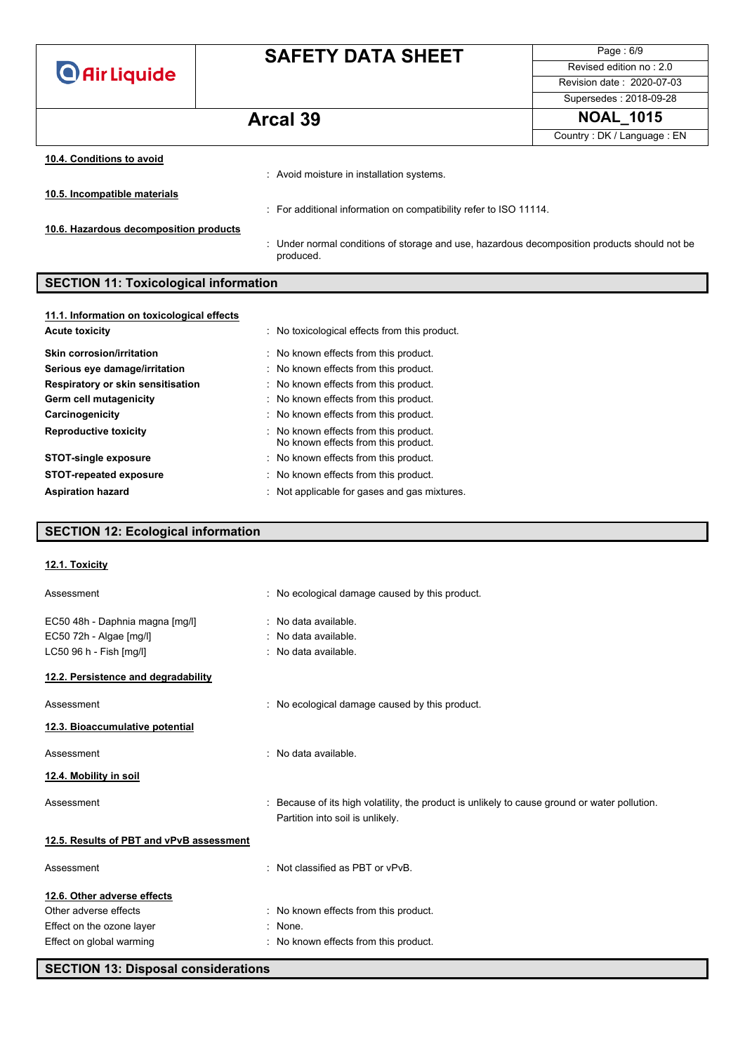#### 10.4. Conditions to avoid

: Avoid moisture in installation systems.

#### 10.5. Incompatible materials

: For additional information on compatibility refer to ISO 11114.

#### 10.6. Hazardous decomposition products

: Under normal conditions of storage and use, hazardous decomposition products should not be produced.

## SECTION 11: Toxicological information

#### 11.1. Information on toxicological effects

| | |
|---|---|
| **Acute toxicity** | : No toxicological effects from this product. |
| **Skin corrosion/irritation** | : No known effects from this product. |
| **Serious eye damage/irritation** | : No known effects from this product. |
| **Respiratory or skin sensitisation** | : No known effects from this product. |
| **Germ cell mutagenicity** | : No known effects from this product. |
| **Carcinogenicity** | : No known effects from this product. |
| **Reproductive toxicity** | : No known effects from this product.<br>No known effects from this product. |
| **STOT-single exposure** | : No known effects from this product. |
| **STOT-repeated exposure** | : No known effects from this product. |
| **Aspiration hazard** | : Not applicable for gases and gas mixtures. |

## SECTION 12: Ecological information

#### 12.1. Toxicity

| | |
|---|---|
| Assessment | : No ecological damage caused by this product. |
| EC50 48h - Daphnia magna [mg/l] | : No data available. |
| EC50 72h - Algae [mg/l] | : No data available. |
| LC50 96 h - Fish [mg/l] | : No data available. |

#### 12.2. Persistence and degradability

| | |
|---|---|
| Assessment | : No ecological damage caused by this product. |

#### 12.3. Bioaccumulative potential

| | |
|---|---|
| Assessment | : No data available. |

#### 12.4. Mobility in soil

| | |
|---|---|
| Assessment | : Because of its high volatility, the product is unlikely to cause ground or water pollution.<br>Partition into soil is unlikely. |

#### 12.5. Results of PBT and vPvB assessment

| | |
|---|---|
| Assessment | : Not classified as PBT or vPvB. |

#### 12.6. Other adverse effects

| | |
|---|---|
| Other adverse effects | : No known effects from this product. |
| Effect on the ozone layer | : None. |
| Effect on global warming | : No known effects from this product. |

## SECTION 13: Disposal considerations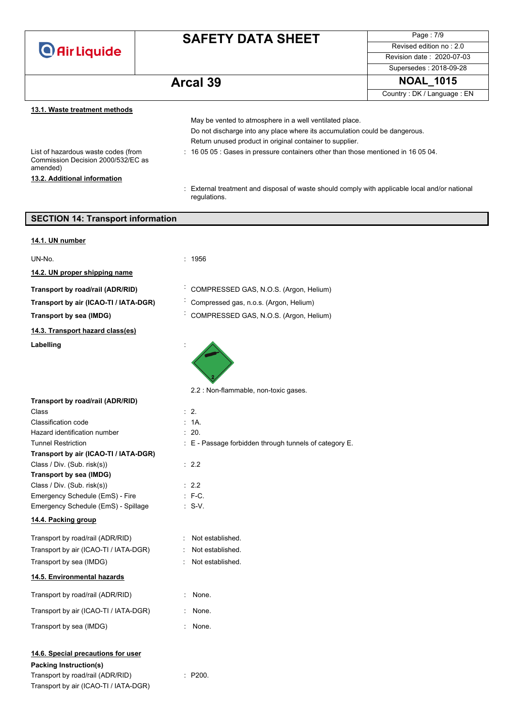### 13.1. Waste treatment methods

May be vented to atmosphere in a well ventilated place.

Do not discharge into any place where its accumulation could be dangerous.

Return unused product in original container to supplier.

List of hazardous waste codes (from Commission Decision 2000/532/EC as amended) : 16 05 05 : Gases in pressure containers other than those mentioned in 16 05 04.

### 13.2. Additional information

: External treatment and disposal of waste should comply with applicable local and/or national regulations.

## SECTION 14: Transport information

### 14.1. UN number

UN-No. : 1956

### 14.2. UN proper shipping name

**Transport by road/rail (ADR/RID)** : COMPRESSED GAS, N.O.S. (Argon, Helium)

**Transport by air (ICAO-TI / IATA-DGR)** : Compressed gas, n.o.s. (Argon, Helium)

**Transport by sea (IMDG)** : COMPRESSED GAS, N.O.S. (Argon, Helium)

### 14.3. Transport hazard class(es)

**Labelling** :

2.2 : Non-flammable, non-toxic gases.

**Transport by road/rail (ADR/RID)**

Class : 2.

Classification code : 1A.

Hazard identification number : 20.

Tunnel Restriction : E - Passage forbidden through tunnels of category E.

**Transport by air (ICAO-TI / IATA-DGR)**

Class / Div. (Sub. risk(s)) : 2.2

**Transport by sea (IMDG)**

Class / Div. (Sub. risk(s)) : 2.2

Emergency Schedule (EmS) - Fire : F-C.

Emergency Schedule (EmS) - Spillage : S-V.

### 14.4. Packing group

Transport by road/rail (ADR/RID) : Not established.

Transport by air (ICAO-TI / IATA-DGR) : Not established.

Transport by sea (IMDG) : Not established.

### 14.5. Environmental hazards

Transport by road/rail (ADR/RID) : None.

Transport by air (ICAO-TI / IATA-DGR) : None.

Transport by sea (IMDG) : None.

### 14.6. Special precautions for user

**Packing Instruction(s)**

Transport by road/rail (ADR/RID) : P200.

Transport by air (ICAO-TI / IATA-DGR)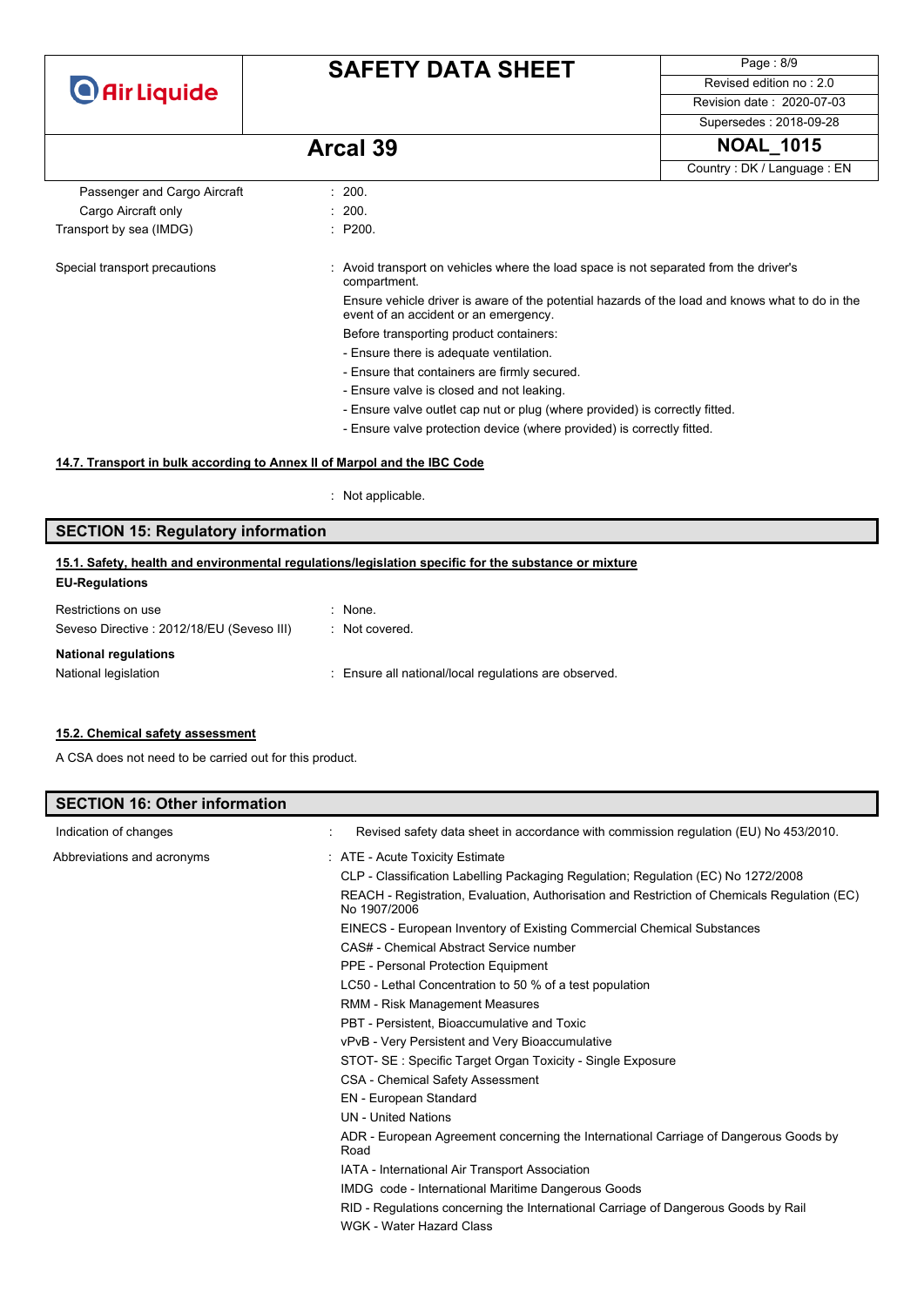| | |
|---|---|
| Passenger and Cargo Aircraft | : 200. |
| Cargo Aircraft only | : 200. |
| Transport by sea (IMDG) | : P200. |

Special transport precautions : Avoid transport on vehicles where the load space is not separated from the driver's compartment.

Ensure vehicle driver is aware of the potential hazards of the load and knows what to do in the event of an accident or an emergency.

Before transporting product containers:

- Ensure there is adequate ventilation.
- Ensure that containers are firmly secured.
- Ensure valve is closed and not leaking.
- Ensure valve outlet cap nut or plug (where provided) is correctly fitted.
- Ensure valve protection device (where provided) is correctly fitted.

### 14.7. Transport in bulk according to Annex II of Marpol and the IBC Code

: Not applicable.

## SECTION 15: Regulatory information

### 15.1. Safety, health and environmental regulations/legislation specific for the substance or mixture

**EU-Regulations**

| | |
|---|---|
| Restrictions on use | : None. |
| Seveso Directive : 2012/18/EU (Seveso III) | : Not covered. |

**National regulations**

| | |
|---|---|
| National legislation | : Ensure all national/local regulations are observed. |

### 15.2. Chemical safety assessment

A CSA does not need to be carried out for this product.

## SECTION 16: Other information

Indication of changes : Revised safety data sheet in accordance with commission regulation (EU) No 453/2010.

Abbreviations and acronyms :

- ATE - Acute Toxicity Estimate
- CLP - Classification Labelling Packaging Regulation; Regulation (EC) No 1272/2008
- REACH - Registration, Evaluation, Authorisation and Restriction of Chemicals Regulation (EC) No 1907/2006
- EINECS - European Inventory of Existing Commercial Chemical Substances
- CAS# - Chemical Abstract Service number
- PPE - Personal Protection Equipment
- LC50 - Lethal Concentration to 50 % of a test population
- RMM - Risk Management Measures
- PBT - Persistent, Bioaccumulative and Toxic
- vPvB - Very Persistent and Very Bioaccumulative
- STOT- SE : Specific Target Organ Toxicity - Single Exposure
- CSA - Chemical Safety Assessment
- EN - European Standard
- UN - United Nations
- ADR - European Agreement concerning the International Carriage of Dangerous Goods by Road
- IATA - International Air Transport Association
- IMDG code - International Maritime Dangerous Goods
- RID - Regulations concerning the International Carriage of Dangerous Goods by Rail
- WGK - Water Hazard Class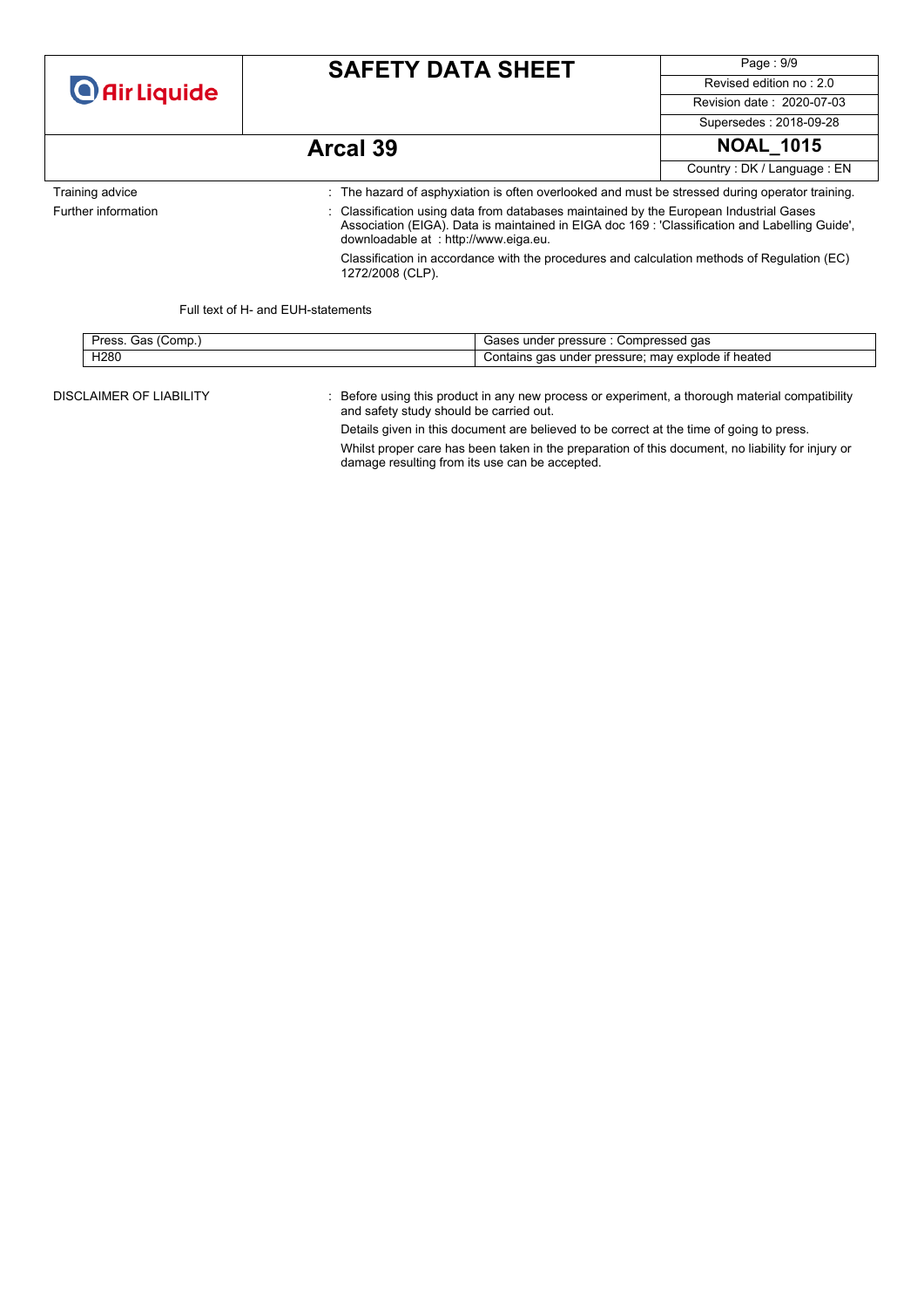Training advice : The hazard of asphyxiation is often overlooked and must be stressed during operator training.

Further information : Classification using data from databases maintained by the European Industrial Gases Association (EIGA). Data is maintained in EIGA doc 169 : 'Classification and Labelling Guide', downloadable at : http://www.eiga.eu.

Classification in accordance with the procedures and calculation methods of Regulation (EC) 1272/2008 (CLP).

Full text of H- and EUH-statements

| | |
|---|---|
| Press. Gas (Comp.) | Gases under pressure : Compressed gas |
| H280 | Contains gas under pressure; may explode if heated |

DISCLAIMER OF LIABILITY : Before using this product in any new process or experiment, a thorough material compatibility and safety study should be carried out.

Details given in this document are believed to be correct at the time of going to press.

Whilst proper care has been taken in the preparation of this document, no liability for injury or damage resulting from its use can be accepted.